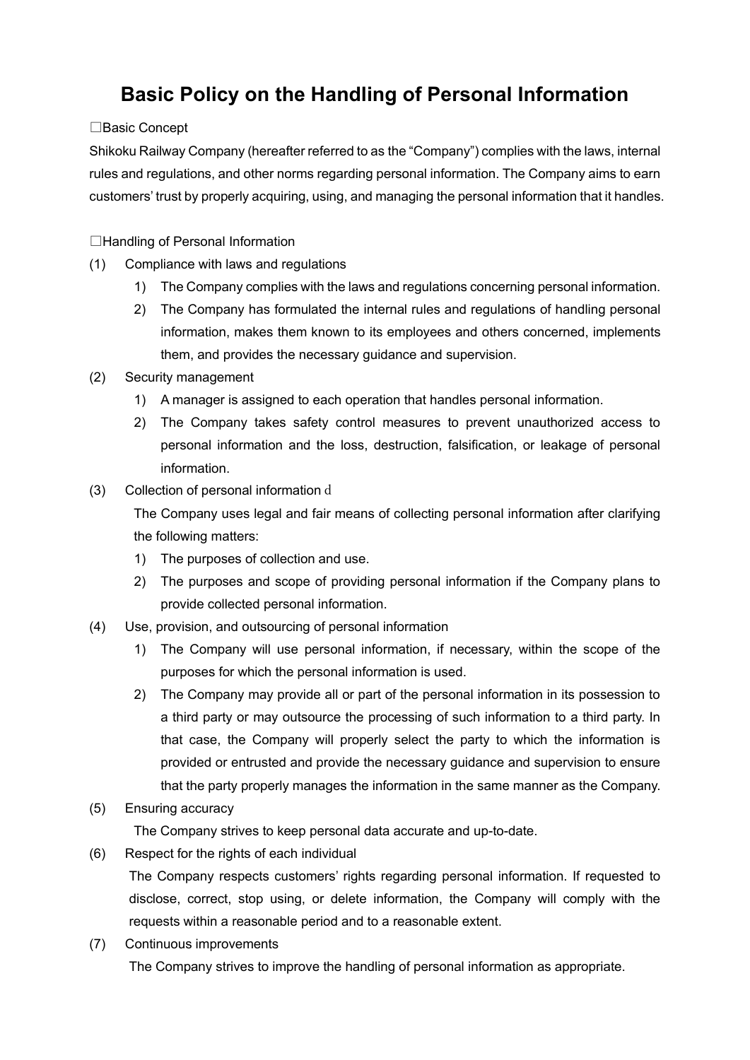# Basic Policy on the Handling of Personal Information

□Basic Concept

Shikoku Railway Company (hereafter referred to as the "Company") complies with the laws, internal rules and regulations, and other norms regarding personal information. The Company aims to earn customers' trust by properly acquiring, using, and managing the personal information that it handles.

□Handling of Personal Information

(1) Compliance with laws and regulations

1) The Company complies with the laws and regulations concerning personal information.
2) The Company has formulated the internal rules and regulations of handling personal information, makes them known to its employees and others concerned, implements them, and provides the necessary guidance and supervision.

(2) Security management

1) A manager is assigned to each operation that handles personal information.
2) The Company takes safety control measures to prevent unauthorized access to personal information and the loss, destruction, falsification, or leakage of personal information.

(3) Collection of personal information d

The Company uses legal and fair means of collecting personal information after clarifying the following matters:

1) The purposes of collection and use.
2) The purposes and scope of providing personal information if the Company plans to provide collected personal information.

(4) Use, provision, and outsourcing of personal information

1) The Company will use personal information, if necessary, within the scope of the purposes for which the personal information is used.
2) The Company may provide all or part of the personal information in its possession to a third party or may outsource the processing of such information to a third party. In that case, the Company will properly select the party to which the information is provided or entrusted and provide the necessary guidance and supervision to ensure that the party properly manages the information in the same manner as the Company.

(5) Ensuring accuracy

The Company strives to keep personal data accurate and up-to-date.

(6) Respect for the rights of each individual

The Company respects customers' rights regarding personal information. If requested to disclose, correct, stop using, or delete information, the Company will comply with the requests within a reasonable period and to a reasonable extent.

(7) Continuous improvements

The Company strives to improve the handling of personal information as appropriate.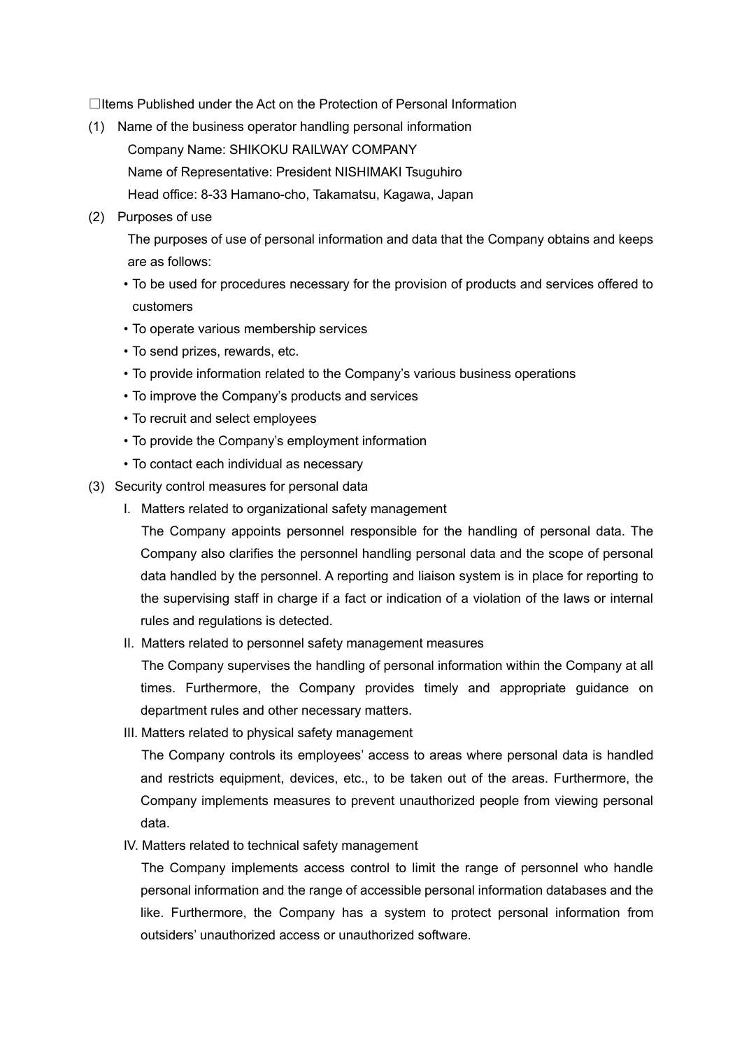□Items Published under the Act on the Protection of Personal Information

(1) Name of the business operator handling personal information

Company Name: SHIKOKU RAILWAY COMPANY

Name of Representative: President NISHIMAKI Tsuguhiro

Head office: 8-33 Hamano-cho, Takamatsu, Kagawa, Japan

(2) Purposes of use

The purposes of use of personal information and data that the Company obtains and keeps are as follows:

- To be used for procedures necessary for the provision of products and services offered to customers
- To operate various membership services
- To send prizes, rewards, etc.
- To provide information related to the Company's various business operations
- To improve the Company's products and services
- To recruit and select employees
- To provide the Company's employment information
- To contact each individual as necessary

(3) Security control measures for personal data

I. Matters related to organizational safety management

The Company appoints personnel responsible for the handling of personal data. The Company also clarifies the personnel handling personal data and the scope of personal data handled by the personnel. A reporting and liaison system is in place for reporting to the supervising staff in charge if a fact or indication of a violation of the laws or internal rules and regulations is detected.

II. Matters related to personnel safety management measures

The Company supervises the handling of personal information within the Company at all times. Furthermore, the Company provides timely and appropriate guidance on department rules and other necessary matters.

III. Matters related to physical safety management

The Company controls its employees' access to areas where personal data is handled and restricts equipment, devices, etc., to be taken out of the areas. Furthermore, the Company implements measures to prevent unauthorized people from viewing personal data.

IV. Matters related to technical safety management

The Company implements access control to limit the range of personnel who handle personal information and the range of accessible personal information databases and the like. Furthermore, the Company has a system to protect personal information from outsiders' unauthorized access or unauthorized software.